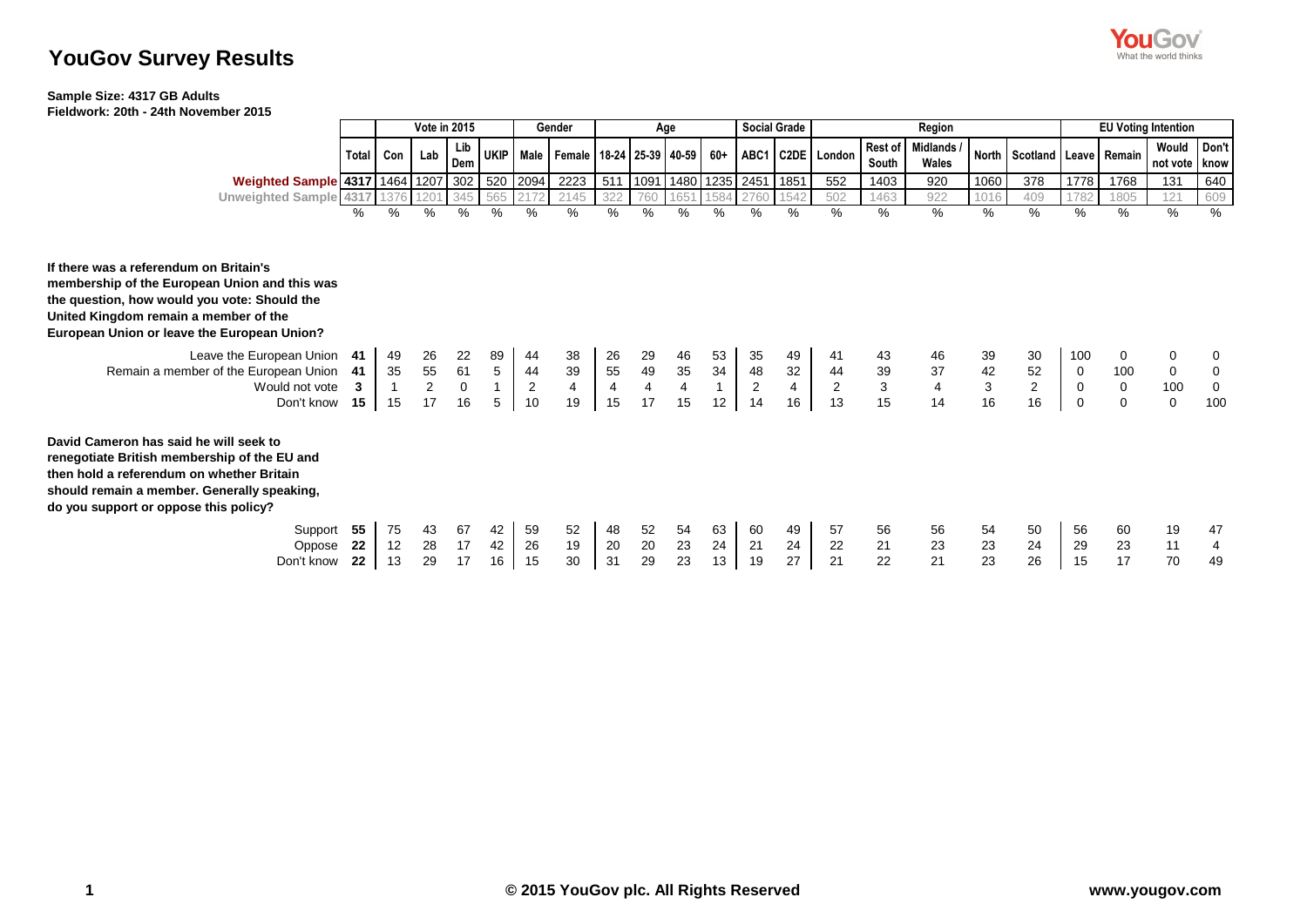# YouGov Survey Results

**Sample Size: 4317 GB Adults**
**Fieldwork: 20th - 24th November 2015**

| | Total | Vote in 2015 | | | | Gender | | Age | | | | Social Grade | | Region | | | | | EU Voting Intention | | | |
|---|---|---|---|---|---|---|---|---|---|---|---|---|---|---|---|---|---|---|---|---|---|---|
| | | Con | Lab | Lib Dem | UKIP | Male | Female | 18-24 | 25-39 | 40-59 | 60+ | ABC1 | C2DE | London | Rest of South | Midlands / Wales | North | Scotland | Leave | Remain | Would not vote | Don't know |
| **Weighted Sample** | 4317 | 1464 | 1207 | 302 | 520 | 2094 | 2223 | 511 | 1091 | 1480 | 1235 | 2451 | 1851 | 552 | 1403 | 920 | 1060 | 378 | 1778 | 1768 | 131 | 640 |
| **Unweighted Sample** | 4317 | 1376 | 1201 | 345 | 565 | 2172 | 2145 | 322 | 760 | 1651 | 1584 | 2760 | 1542 | 502 | 1463 | 922 | 1016 | 409 | 1782 | 1805 | 121 | 609 |
| | % | % | % | % | % | % | % | % | % | % | % | % | % | % | % | % | % | % | % | % | % | % |
| **If there was a referendum on Britain's membership of the European Union and this was the question, how would you vote: Should the United Kingdom remain a member of the European Union or leave the European Union?** | | | | | | | | | | | | | | | | | | | | | | |
| Leave the European Union | **41** | 49 | 26 | 22 | 89 | 44 | 38 | 26 | 29 | 46 | 53 | 35 | 49 | 41 | 43 | 46 | 39 | 30 | 100 | 0 | 0 | 0 |
| Remain a member of the European Union | **41** | 35 | 55 | 61 | 5 | 44 | 39 | 55 | 49 | 35 | 34 | 48 | 32 | 44 | 39 | 37 | 42 | 52 | 0 | 100 | 0 | 0 |
| Would not vote | **3** | 1 | 2 | 0 | 1 | 2 | 4 | 4 | 4 | 4 | 1 | 2 | 4 | 2 | 3 | 4 | 3 | 2 | 0 | 0 | 100 | 0 |
| Don't know | **15** | 15 | 17 | 16 | 5 | 10 | 19 | 15 | 17 | 15 | 12 | 14 | 16 | 13 | 15 | 14 | 16 | 16 | 0 | 0 | 0 | 100 |
| **David Cameron has said he will seek to renegotiate British membership of the EU and then hold a referendum on whether Britain should remain a member. Generally speaking, do you support or oppose this policy?** | | | | | | | | | | | | | | | | | | | | | | |
| Support | **55** | 75 | 43 | 67 | 42 | 59 | 52 | 48 | 52 | 54 | 63 | 60 | 49 | 57 | 56 | 56 | 54 | 50 | 56 | 60 | 19 | 47 |
| Oppose | **22** | 12 | 28 | 17 | 42 | 26 | 19 | 20 | 20 | 23 | 24 | 21 | 24 | 22 | 21 | 23 | 23 | 24 | 29 | 23 | 11 | 4 |
| Don't know | **22** | 13 | 29 | 17 | 16 | 15 | 30 | 31 | 29 | 23 | 13 | 19 | 27 | 21 | 22 | 21 | 23 | 26 | 15 | 17 | 70 | 49 |

© 2015 YouGov plc. All Rights Reserved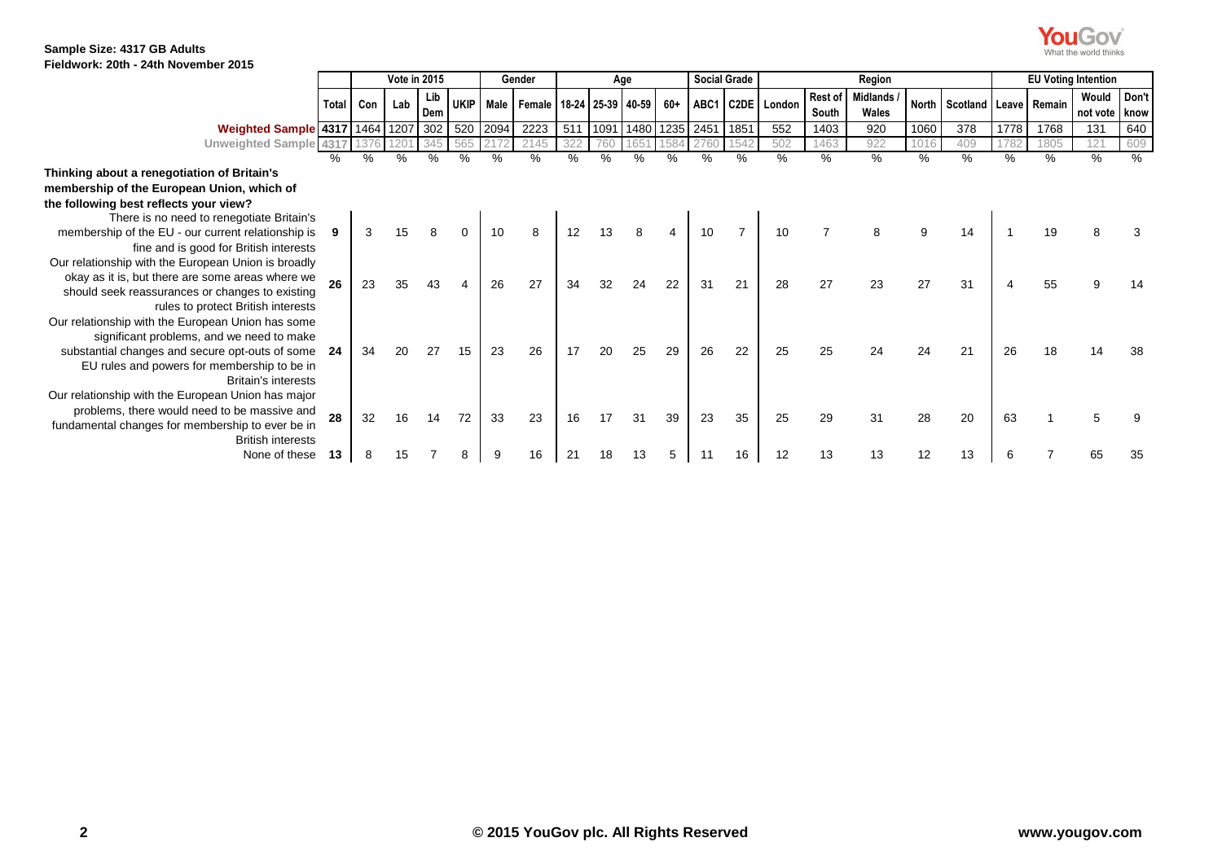Sample Size: 4317 GB Adults
Fieldwork: 20th - 24th November 2015

| | Total | Vote in 2015 | | | | Gender | | Age | | | | Social Grade | | Region | | | | | EU Voting Intention | | | |
|---|---|---|---|---|---|---|---|---|---|---|---|---|---|---|---|---|---|---|---|---|---|---|
| | | Con | Lab | Lib Dem | UKIP | Male | Female | 18-24 | 25-39 | 40-59 | 60+ | ABC1 | C2DE | London | Rest of South | Midlands / Wales | North | Scotland | Leave | Remain | Would not vote | Don't know |
| **Weighted Sample** | 4317 | 1464 | 1207 | 302 | 520 | 2094 | 2223 | 511 | 1091 | 1480 | 1235 | 2451 | 1851 | 552 | 1403 | 920 | 1060 | 378 | 1778 | 1768 | 131 | 640 |
| Unweighted Sample | 4317 | 1376 | 1201 | 345 | 565 | 2172 | 2145 | 322 | 760 | 1651 | 1584 | 2760 | 1542 | 502 | 1463 | 922 | 1016 | 409 | 1782 | 1805 | 121 | 609 |
| | % | % | % | % | % | % | % | % | % | % | % | % | % | % | % | % | % | % | % | % | % | % |
| **Thinking about a renegotiation of Britain's membership of the European Union, which of the following best reflects your view?** | | | | | | | | | | | | | | | | | | | | | | |
| There is no need to renegotiate Britain's membership of the EU - our current relationship is fine and is good for British interests | **9** | 3 | 15 | 8 | 0 | 10 | 8 | 12 | 13 | 8 | 4 | 10 | 7 | 10 | 7 | 8 | 9 | 14 | 1 | 19 | 8 | 3 |
| Our relationship with the European Union is broadly okay as it is, but there are some areas where we should seek reassurances or changes to existing rules to protect British interests | **26** | 23 | 35 | 43 | 4 | 26 | 27 | 34 | 32 | 24 | 22 | 31 | 21 | 28 | 27 | 23 | 27 | 31 | 4 | 55 | 9 | 14 |
| Our relationship with the European Union has some significant problems, and we need to make substantial changes and secure opt-outs of some EU rules and powers for membership to be in Britain's interests | **24** | 34 | 20 | 27 | 15 | 23 | 26 | 17 | 20 | 25 | 29 | 26 | 22 | 25 | 25 | 24 | 24 | 21 | 26 | 18 | 14 | 38 |
| Our relationship with the European Union has major problems, there would need to be massive and fundamental changes for membership to ever be in British interests | **28** | 32 | 16 | 14 | 72 | 33 | 23 | 16 | 17 | 31 | 39 | 23 | 35 | 25 | 29 | 31 | 28 | 20 | 63 | 1 | 5 | 9 |
| None of these | **13** | 8 | 15 | 7 | 8 | 9 | 16 | 21 | 18 | 13 | 5 | 11 | 16 | 12 | 13 | 13 | 12 | 13 | 6 | 7 | 65 | 35 |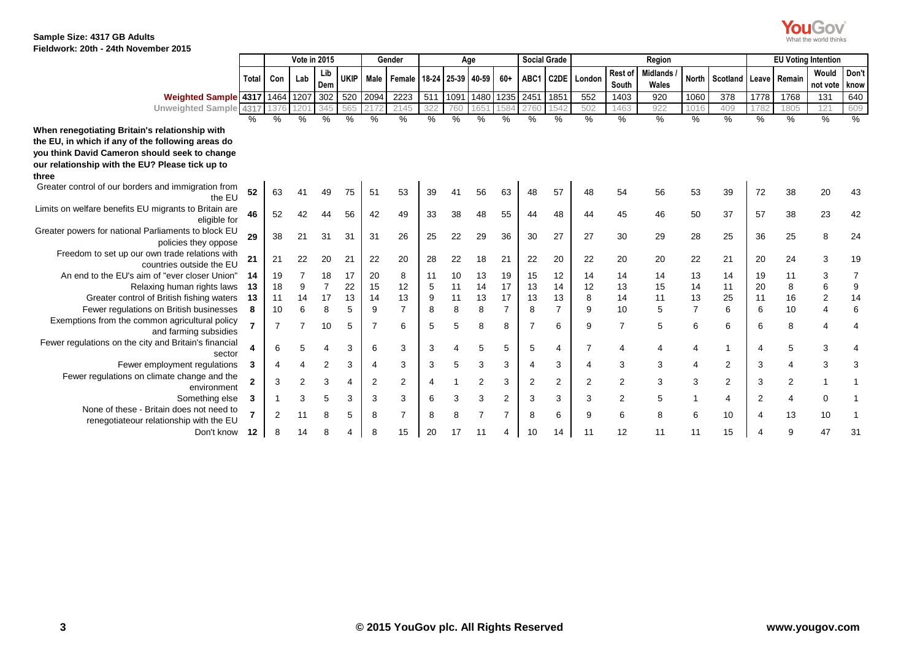**Sample Size: 4317 GB Adults**
**Fieldwork: 20th - 24th November 2015**

| | Total | Vote in 2015 | | | | Gender | | Age | | | | Social Grade | | Region | | | | | EU Voting Intention | | | |
|---|---|---|---|---|---|---|---|---|---|---|---|---|---|---|---|---|---|---|---|---|---|---|
| | | Con | Lab | Lib Dem | UKIP | Male | Female | 18-24 | 25-39 | 40-59 | 60+ | ABC1 | C2DE | London | Rest of South | Midlands / Wales | North | Scotland | Leave | Remain | Would not vote | Don't know |
| **Weighted Sample** | **4317** | 1464 | 1207 | 302 | 520 | 2094 | 2223 | 511 | 1091 | 1480 | 1235 | 2451 | 1851 | 552 | 1403 | 920 | 1060 | 378 | 1778 | 1768 | 131 | 640 |
| Unweighted Sample | 4317 | 1376 | 1201 | 345 | 565 | 2172 | 2145 | 322 | 760 | 1651 | 1584 | 2760 | 1542 | 502 | 1463 | 922 | 1016 | 409 | 1782 | 1805 | 121 | 609 |
| | % | % | % | % | % | % | % | % | % | % | % | % | % | % | % | % | % | % | % | % | % | % |
| **When renegotiating Britain's relationship with the EU, in which if any of the following areas do you think David Cameron should seek to change our relationship with the EU? Please tick up to three** | | | | | | | | | | | | | | | | | | | | | | |
| Greater control of our borders and immigration from the EU | **52** | 63 | 41 | 49 | 75 | 51 | 53 | 39 | 41 | 56 | 63 | 48 | 57 | 48 | 54 | 56 | 53 | 39 | 72 | 38 | 20 | 43 |
| Limits on welfare benefits EU migrants to Britain are eligible for | **46** | 52 | 42 | 44 | 56 | 42 | 49 | 33 | 38 | 48 | 55 | 44 | 48 | 44 | 45 | 46 | 50 | 37 | 57 | 38 | 23 | 42 |
| Greater powers for national Parliaments to block EU policies they oppose | **29** | 38 | 21 | 31 | 31 | 31 | 26 | 25 | 22 | 29 | 36 | 30 | 27 | 27 | 30 | 29 | 28 | 25 | 36 | 25 | 8 | 24 |
| Freedom to set up our own trade relations with countries outside the EU | **21** | 21 | 22 | 20 | 21 | 22 | 20 | 28 | 22 | 18 | 21 | 22 | 20 | 22 | 20 | 20 | 22 | 21 | 20 | 24 | 3 | 19 |
| An end to the EU's aim of "ever closer Union" | **14** | 19 | 7 | 18 | 17 | 20 | 8 | 11 | 10 | 13 | 19 | 15 | 12 | 14 | 14 | 14 | 13 | 14 | 19 | 11 | 3 | 7 |
| Relaxing human rights laws | **13** | 18 | 9 | 7 | 22 | 15 | 12 | 5 | 11 | 14 | 17 | 13 | 14 | 12 | 13 | 15 | 14 | 11 | 20 | 8 | 6 | 9 |
| Greater control of British fishing waters | **13** | 11 | 14 | 17 | 13 | 14 | 13 | 9 | 11 | 13 | 17 | 13 | 13 | 8 | 14 | 11 | 13 | 25 | 11 | 16 | 2 | 14 |
| Fewer regulations on British businesses | **8** | 10 | 6 | 8 | 5 | 9 | 7 | 8 | 8 | 8 | 7 | 8 | 7 | 9 | 10 | 5 | 7 | 6 | 6 | 10 | 4 | 6 |
| Exemptions from the common agricultural policy and farming subsidies | **7** | 7 | 7 | 10 | 5 | 7 | 6 | 5 | 5 | 8 | 8 | 7 | 6 | 9 | 7 | 5 | 6 | 6 | 6 | 8 | 4 | 4 |
| Fewer regulations on the city and Britain's financial sector | **4** | 6 | 5 | 4 | 3 | 6 | 3 | 3 | 4 | 5 | 5 | 5 | 4 | 7 | 4 | 4 | 4 | 1 | 4 | 5 | 3 | 4 |
| Fewer employment regulations | **3** | 4 | 4 | 2 | 3 | 4 | 3 | 3 | 5 | 3 | 3 | 4 | 3 | 4 | 3 | 3 | 4 | 2 | 3 | 4 | 3 | 3 |
| Fewer regulations on climate change and the environment | **2** | 3 | 2 | 3 | 4 | 2 | 2 | 4 | 1 | 2 | 3 | 2 | 2 | 2 | 2 | 3 | 3 | 2 | 3 | 2 | 1 | 1 |
| Something else | **3** | 1 | 3 | 5 | 3 | 3 | 3 | 6 | 3 | 3 | 2 | 3 | 3 | 3 | 2 | 5 | 1 | 4 | 2 | 4 | 0 | 1 |
| None of these - Britain does not need to renegotiateour relationship with the EU | **7** | 2 | 11 | 8 | 5 | 8 | 7 | 8 | 8 | 7 | 7 | 8 | 6 | 9 | 6 | 8 | 6 | 10 | 4 | 13 | 10 | 1 |
| Don't know | **12** | 8 | 14 | 8 | 4 | 8 | 15 | 20 | 17 | 11 | 4 | 10 | 14 | 11 | 12 | 11 | 11 | 15 | 4 | 9 | 47 | 31 |

© 2015 YouGov plc. All Rights Reserved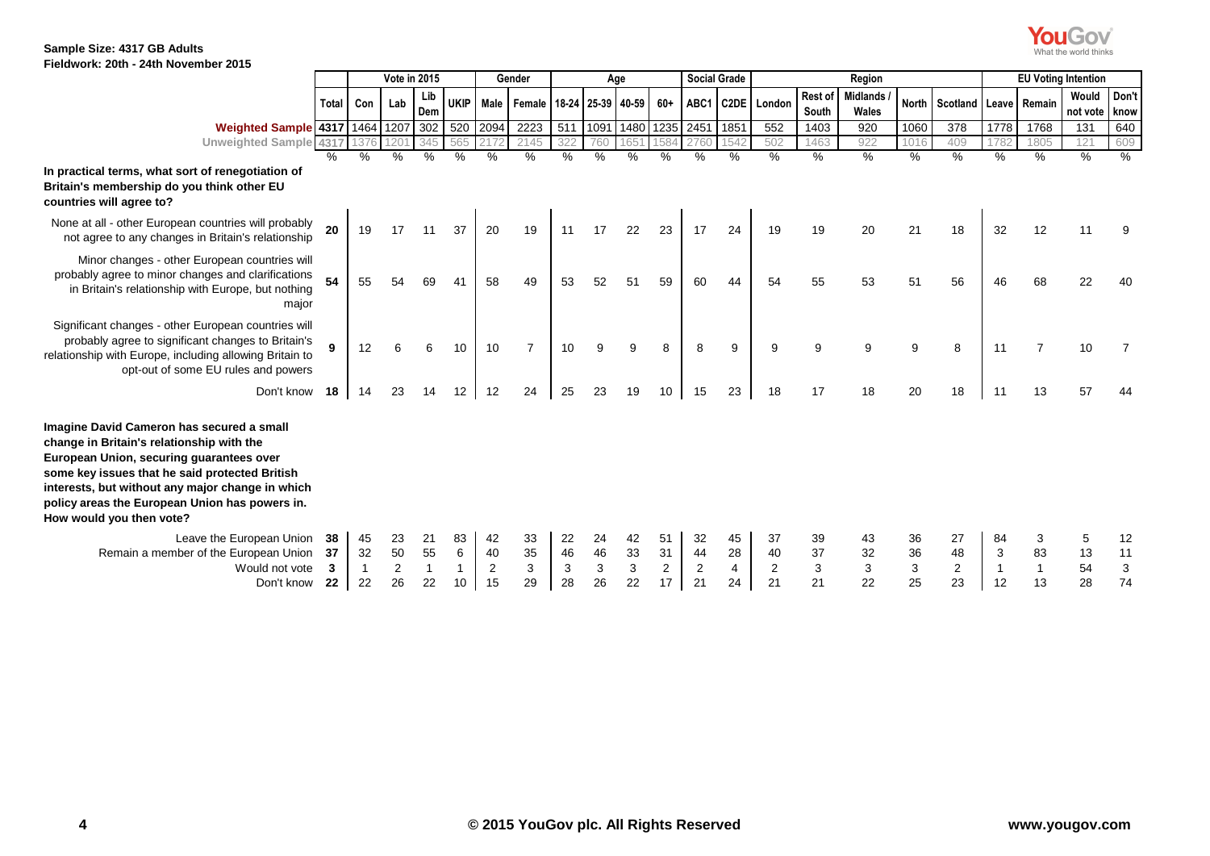**Sample Size: 4317 GB Adults**
**Fieldwork: 20th - 24th November 2015**

| | Total | Vote in 2015 | | | | Gender | | Age | | | | Social Grade | | Region | | | | | EU Voting Intention | | | |
|---|---|---|---|---|---|---|---|---|---|---|---|---|---|---|---|---|---|---|---|---|---|---|
| | | Con | Lab | Lib Dem | UKIP | Male | Female | 18-24 | 25-39 | 40-59 | 60+ | ABC1 | C2DE | London | Rest of South | Midlands / Wales | North | Scotland | Leave | Remain | Would not vote | Don't know |
| **Weighted Sample** | 4317 | 1464 | 1207 | 302 | 520 | 2094 | 2223 | 511 | 1091 | 1480 | 1235 | 2451 | 1851 | 552 | 1403 | 920 | 1060 | 378 | 1778 | 1768 | 131 | 640 |
| **Unweighted Sample** | 4317 | 1376 | 1201 | 345 | 565 | 2172 | 2145 | 322 | 760 | 1651 | 1584 | 2760 | 1542 | 502 | 1463 | 922 | 1016 | 409 | 1782 | 1805 | 121 | 609 |
| | % | % | % | % | % | % | % | % | % | % | % | % | % | % | % | % | % | % | % | % | % | % |
| **In practical terms, what sort of renegotiation of Britain's membership do you think other EU countries will agree to?** | | | | | | | | | | | | | | | | | | | | | | |
| None at all - other European countries will probably not agree to any changes in Britain's relationship | 20 | 19 | 17 | 11 | 37 | 20 | 19 | 11 | 17 | 22 | 23 | 17 | 24 | 19 | 19 | 20 | 21 | 18 | 32 | 12 | 11 | 9 |
| Minor changes - other European countries will probably agree to minor changes and clarifications in Britain's relationship with Europe, but nothing major | 54 | 55 | 54 | 69 | 41 | 58 | 49 | 53 | 52 | 51 | 59 | 60 | 44 | 54 | 55 | 53 | 51 | 56 | 46 | 68 | 22 | 40 |
| Significant changes - other European countries will probably agree to significant changes to Britain's relationship with Europe, including allowing Britain to opt-out of some EU rules and powers | 9 | 12 | 6 | 6 | 10 | 10 | 7 | 10 | 9 | 9 | 8 | 8 | 9 | 9 | 9 | 9 | 9 | 8 | 11 | 7 | 10 | 7 |
| Don't know | 18 | 14 | 23 | 14 | 12 | 12 | 24 | 25 | 23 | 19 | 10 | 15 | 23 | 18 | 17 | 18 | 20 | 18 | 11 | 13 | 57 | 44 |
| **Imagine David Cameron has secured a small change in Britain's relationship with the European Union, securing guarantees over some key issues that he said protected British interests, but without any major change in which policy areas the European Union has powers in. How would you then vote?** | | | | | | | | | | | | | | | | | | | | | | |
| Leave the European Union | 38 | 45 | 23 | 21 | 83 | 42 | 33 | 22 | 24 | 42 | 51 | 32 | 45 | 37 | 39 | 43 | 36 | 27 | 84 | 3 | 5 | 12 |
| Remain a member of the European Union | 37 | 32 | 50 | 55 | 6 | 40 | 35 | 46 | 46 | 33 | 31 | 44 | 28 | 40 | 37 | 32 | 36 | 48 | 3 | 83 | 13 | 11 |
| Would not vote | 3 | 1 | 2 | 1 | 1 | 2 | 3 | 3 | 3 | 3 | 2 | 2 | 4 | 2 | 3 | 3 | 3 | 2 | 1 | 1 | 54 | 3 |
| Don't know | 22 | 22 | 26 | 22 | 10 | 15 | 29 | 28 | 26 | 22 | 17 | 21 | 24 | 21 | 21 | 22 | 25 | 23 | 12 | 13 | 28 | 74 |

© 2015 YouGov plc. All Rights Reserved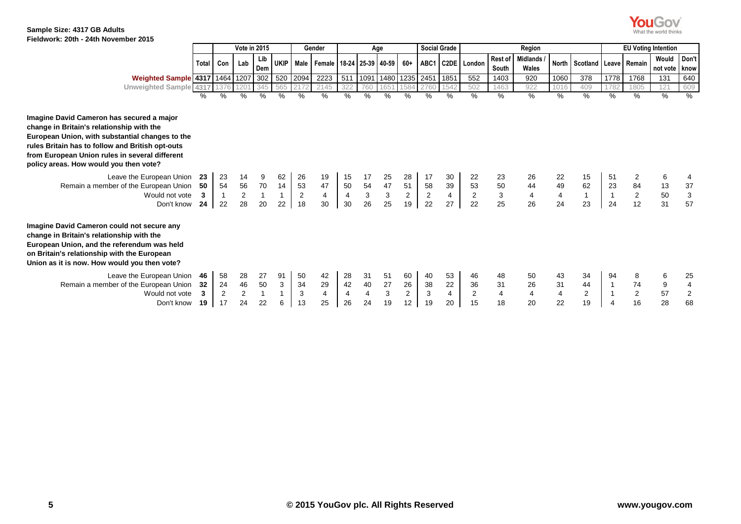**Sample Size: 4317 GB Adults**
**Fieldwork: 20th - 24th November 2015**

| | Total | Vote in 2015 | | | | Gender | | Age | | | | Social Grade | | Region | | | | | EU Voting Intention | | | |
|---|---|---|---|---|---|---|---|---|---|---|---|---|---|---|---|---|---|---|---|---|---|---|
| | | Con | Lab | Lib Dem | UKIP | Male | Female | 18-24 | 25-39 | 40-59 | 60+ | ABC1 | C2DE | London | Rest of South | Midlands / Wales | North | Scotland | Leave | Remain | Would not vote | Don't know |
| **Weighted Sample** | 4317 | 1464 | 1207 | 302 | 520 | 2094 | 2223 | 511 | 1091 | 1480 | 1235 | 2451 | 1851 | 552 | 1403 | 920 | 1060 | 378 | 1778 | 1768 | 131 | 640 |
| **Unweighted Sample** | 4317 | 1376 | 1201 | 345 | 565 | 2172 | 2145 | 322 | 760 | 1651 | 1584 | 2760 | 1542 | 502 | 1463 | 922 | 1016 | 409 | 1782 | 1805 | 121 | 609 |
| | % | % | % | % | % | % | % | % | % | % | % | % | % | % | % | % | % | % | % | % | % | % |
| **Imagine David Cameron has secured a major change in Britain's relationship with the European Union, with substantial changes to the rules Britain has to follow and British opt-outs from European Union rules in several different policy areas. How would you then vote?** | | | | | | | | | | | | | | | | | | | | | | |
| Leave the European Union | **23** | 23 | 14 | 9 | 62 | 26 | 19 | 15 | 17 | 25 | 28 | 17 | 30 | 22 | 23 | 26 | 22 | 15 | 51 | 2 | 6 | 4 |
| Remain a member of the European Union | **50** | 54 | 56 | 70 | 14 | 53 | 47 | 50 | 54 | 47 | 51 | 58 | 39 | 53 | 50 | 44 | 49 | 62 | 23 | 84 | 13 | 37 |
| Would not vote | **3** | 1 | 2 | 1 | 1 | 2 | 4 | 4 | 3 | 3 | 2 | 2 | 4 | 2 | 3 | 4 | 4 | 1 | 1 | 2 | 50 | 3 |
| Don't know | **24** | 22 | 28 | 20 | 22 | 18 | 30 | 30 | 26 | 25 | 19 | 22 | 27 | 22 | 25 | 26 | 24 | 23 | 24 | 12 | 31 | 57 |
| **Imagine David Cameron could not secure any change in Britain's relationship with the European Union, and the referendum was held on Britain's relationship with the European Union as it is now. How would you then vote?** | | | | | | | | | | | | | | | | | | | | | | |
| Leave the European Union | **46** | 58 | 28 | 27 | 91 | 50 | 42 | 28 | 31 | 51 | 60 | 40 | 53 | 46 | 48 | 50 | 43 | 34 | 94 | 8 | 6 | 25 |
| Remain a member of the European Union | **32** | 24 | 46 | 50 | 3 | 34 | 29 | 42 | 40 | 27 | 26 | 38 | 22 | 36 | 31 | 26 | 31 | 44 | 1 | 74 | 9 | 4 |
| Would not vote | **3** | 2 | 2 | 1 | 1 | 3 | 4 | 4 | 4 | 3 | 2 | 3 | 4 | 2 | 4 | 4 | 4 | 2 | 1 | 2 | 57 | 2 |
| Don't know | **19** | 17 | 24 | 22 | 6 | 13 | 25 | 26 | 24 | 19 | 12 | 19 | 20 | 15 | 18 | 20 | 22 | 19 | 4 | 16 | 28 | 68 |

© 2015 YouGov plc. All Rights Reserved

www.yougov.com